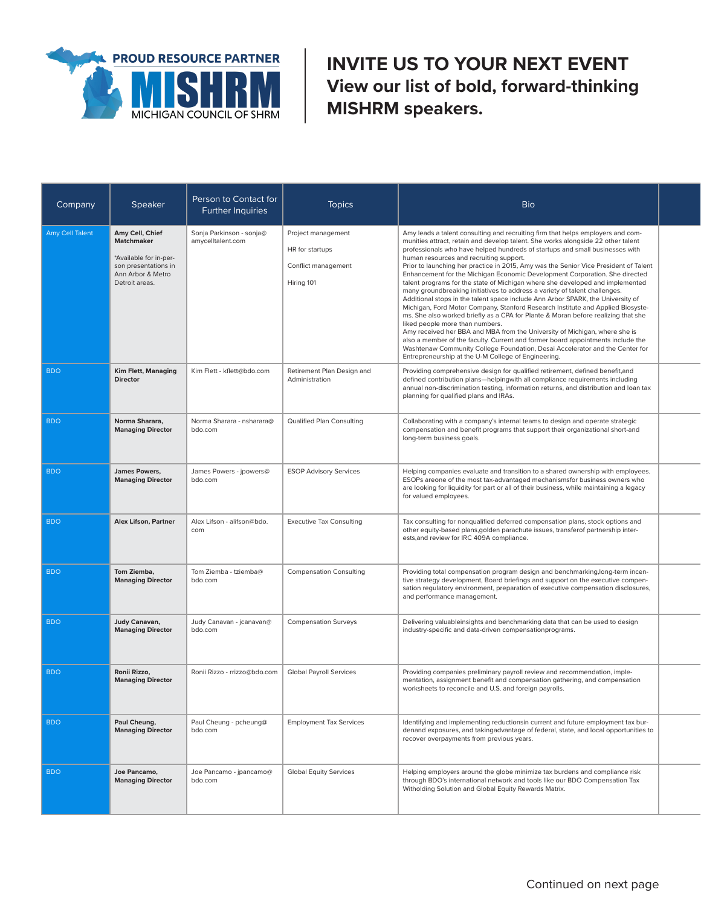PROUD RESOURCE PARTNER

MISHRM

MICHIGAN COUNCIL OF SHRM

# INVITE US TO YOUR NEXT EVENT

## View our list of bold, forward-thinking MISHRM speakers.

| Company | Speaker | Person to Contact for Further Inquiries | Topics | Bio |
|---|---|---|---|---|
| Amy Cell Talent | **Amy Cell, Chief Matchmaker**<br><br>*Available for in-person presentations in Ann Arbor & Metro Detroit areas. | Sonja Parkinson - sonja@amycelltalent.com | Project management<br><br>HR for startups<br><br>Conflict management<br><br>Hiring 101 | Amy leads a talent consulting and recruiting firm that helps employers and communities attract, retain and develop talent. She works alongside 22 other talent professionals who have helped hundreds of startups and small businesses with human resources and recruiting support.<br>Prior to launching her practice in 2015, Amy was the Senior Vice President of Talent Enhancement for the Michigan Economic Development Corporation. She directed talent programs for the state of Michigan where she developed and implemented many groundbreaking initiatives to address a variety of talent challenges. Additional stops in the talent space include Ann Arbor SPARK, the University of Michigan, Ford Motor Company, Stanford Research Institute and Applied Biosystems. She also worked briefly as a CPA for Plante & Moran before realizing that she liked people more than numbers.<br>Amy received her BBA and MBA from the University of Michigan, where she is also a member of the faculty. Current and former board appointments include the Washtenaw Community College Foundation, Desai Accelerator and the Center for Entrepreneurship at the U-M College of Engineering. |
| BDO | **Kim Flett, Managing Director** | Kim Flett - kflett@bdo.com | Retirement Plan Design and Administration | Providing comprehensive design for qualified retirement, defined benefit,and defined contribution plans—helpingwith all compliance requirements including annual non-discrimination testing, information returns, and distribution and loan tax planning for qualified plans and IRAs. |
| BDO | **Norma Sharara, Managing Director** | Norma Sharara - nsharara@bdo.com | Qualified Plan Consulting | Collaborating with a company's internal teams to design and operate strategic compensation and benefit programs that support their organizational short-and long-term business goals. |
| BDO | **James Powers, Managing Director** | James Powers - jpowers@bdo.com | ESOP Advisory Services | Helping companies evaluate and transition to a shared ownership with employees. ESOPs areone of the most tax-advantaged mechanismsfor business owners who are looking for liquidity for part or all of their business, while maintaining a legacy for valued employees. |
| BDO | **Alex Lifson, Partner** | Alex Lifson - alifson@bdo.com | Executive Tax Consulting | Tax consulting for nonqualified deferred compensation plans, stock options and other equity-based plans,golden parachute issues, transferof partnership interests,and review for IRC 409A compliance. |
| BDO | **Tom Ziemba, Managing Director** | Tom Ziemba - tziemba@bdo.com | Compensation Consulting | Providing total compensation program design and benchmarking,long-term incentive strategy development, Board briefings and support on the executive compensation regulatory environment, preparation of executive compensation disclosures, and performance management. |
| BDO | **Judy Canavan, Managing Director** | Judy Canavan - jcanavan@bdo.com | Compensation Surveys | Delivering valuableinsights and benchmarking data that can be used to design industry-specific and data-driven compensationprograms. |
| BDO | **Ronii Rizzo, Managing Director** | Ronii Rizzo - rrizzo@bdo.com | Global Payroll Services | Providing companies preliminary payroll review and recommendation, implementation, assignment benefit and compensation gathering, and compensation worksheets to reconcile and U.S. and foreign payrolls. |
| BDO | **Paul Cheung, Managing Director** | Paul Cheung - pcheung@bdo.com | Employment Tax Services | Identifying and implementing reductionsin current and future employment tax burdenand exposures, and takingadvantage of federal, state, and local opportunities to recover overpayments from previous years. |
| BDO | **Joe Pancamo, Managing Director** | Joe Pancamo - jpancamo@bdo.com | Global Equity Services | Helping employers around the globe minimize tax burdens and compliance risk through BDO's international network and tools like our BDO Compensation Tax Witholding Solution and Global Equity Rewards Matrix. |

Continued on next page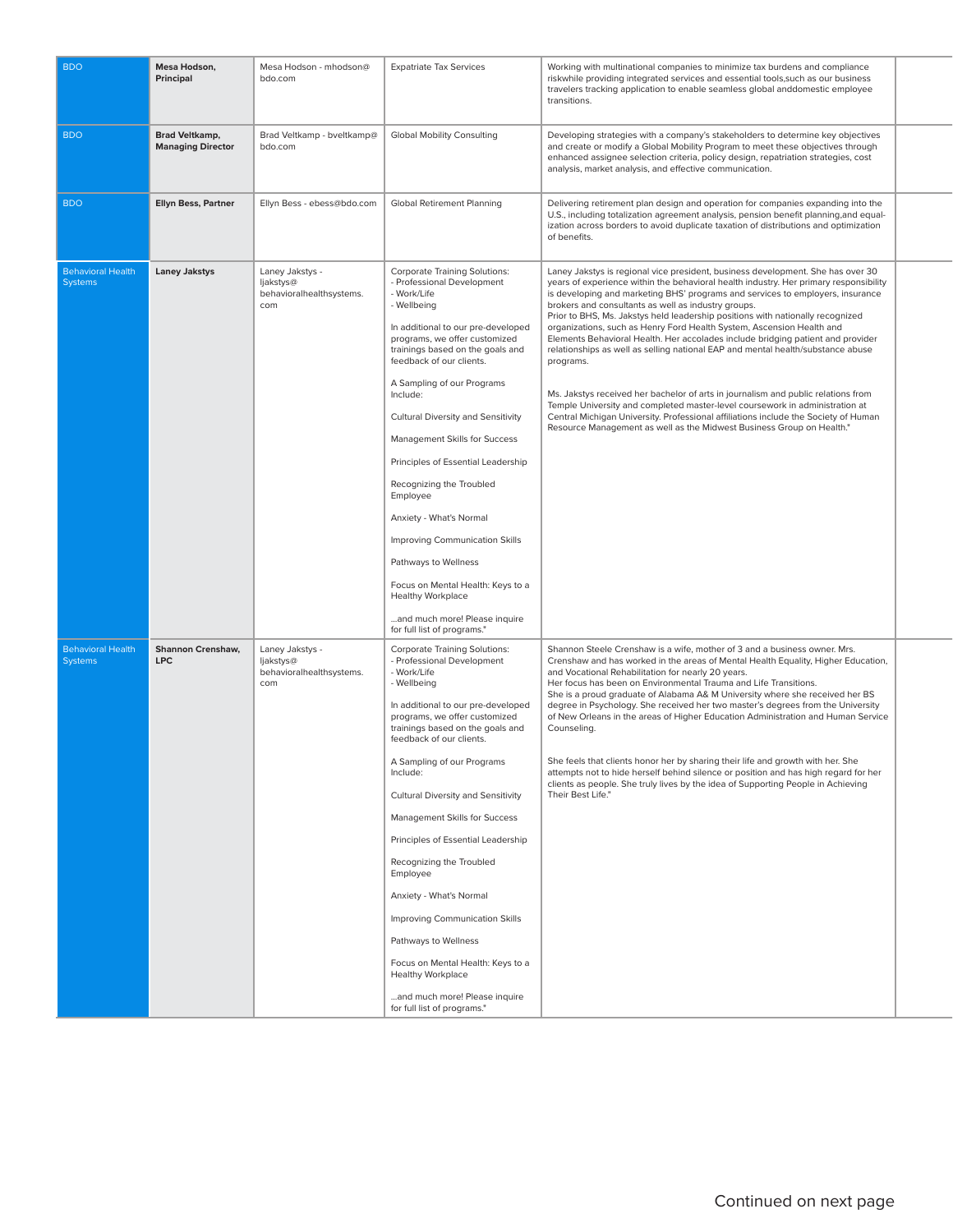| | | | | | |
|---|---|---|---|---|---|
| BDO | **Mesa Hodson, Principal** | Mesa Hodson - mhodson@bdo.com | Expatriate Tax Services | Working with multinational companies to minimize tax burdens and compliance riskwhile providing integrated services and essential tools,such as our business travelers tracking application to enable seamless global anddomestic employee transitions. | |
| BDO | **Brad Veltkamp, Managing Director** | Brad Veltkamp - bveltkamp@bdo.com | Global Mobility Consulting | Developing strategies with a company's stakeholders to determine key objectives and create or modify a Global Mobility Program to meet these objectives through enhanced assignee selection criteria, policy design, repatriation strategies, cost analysis, market analysis, and effective communication. | |
| BDO | **Ellyn Bess, Partner** | Ellyn Bess - ebess@bdo.com | Global Retirement Planning | Delivering retirement plan design and operation for companies expanding into the U.S., including totalization agreement analysis, pension benefit planning,and equal-ization across borders to avoid duplicate taxation of distributions and optimization of benefits. | |
| Behavioral Health Systems | **Laney Jakstys** | Laney Jakstys - ljakstys@behavioralhealthsystems.com | Corporate Training Solutions:<br>- Professional Development<br>- Work/Life<br>- Wellbeing<br><br>In additional to our pre-developed programs, we offer customized trainings based on the goals and feedback of our clients.<br><br>A Sampling of our Programs Include:<br><br>Cultural Diversity and Sensitivity<br><br>Management Skills for Success<br><br>Principles of Essential Leadership<br><br>Recognizing the Troubled Employee<br><br>Anxiety - What's Normal<br><br>Improving Communication Skills<br><br>Pathways to Wellness<br><br>Focus on Mental Health: Keys to a Healthy Workplace<br><br>...and much more! Please inquire for full list of programs." | Laney Jakstys is regional vice president, business development. She has over 30 years of experience within the behavioral health industry. Her primary responsibility is developing and marketing BHS' programs and services to employers, insurance brokers and consultants as well as industry groups.<br>Prior to BHS, Ms. Jakstys held leadership positions with nationally recognized organizations, such as Henry Ford Health System, Ascension Health and Elements Behavioral Health. Her accolades include bridging patient and provider relationships as well as selling national EAP and mental health/substance abuse programs.<br><br>Ms. Jakstys received her bachelor of arts in journalism and public relations from Temple University and completed master-level coursework in administration at Central Michigan University. Professional affiliations include the Society of Human Resource Management as well as the Midwest Business Group on Health." | |
| Behavioral Health Systems | **Shannon Crenshaw, LPC** | Laney Jakstys - ljakstys@behavioralhealthsystems.com | Corporate Training Solutions:<br>- Professional Development<br>- Work/Life<br>- Wellbeing<br><br>In additional to our pre-developed programs, we offer customized trainings based on the goals and feedback of our clients.<br><br>A Sampling of our Programs Include:<br><br>Cultural Diversity and Sensitivity<br><br>Management Skills for Success<br><br>Principles of Essential Leadership<br><br>Recognizing the Troubled Employee<br><br>Anxiety - What's Normal<br><br>Improving Communication Skills<br><br>Pathways to Wellness<br><br>Focus on Mental Health: Keys to a Healthy Workplace<br><br>...and much more! Please inquire for full list of programs." | Shannon Steele Crenshaw is a wife, mother of 3 and a business owner. Mrs. Crenshaw and has worked in the areas of Mental Health Equality, Higher Education, and Vocational Rehabilitation for nearly 20 years.<br>Her focus has been on Environmental Trauma and Life Transitions.<br>She is a proud graduate of Alabama A& M University where she received her BS degree in Psychology. She received her two master's degrees from the University of New Orleans in the areas of Higher Education Administration and Human Service Counseling.<br><br>She feels that clients honor her by sharing their life and growth with her. She attempts not to hide herself behind silence or position and has high regard for her clients as people. She truly lives by the idea of Supporting People in Achieving Their Best Life." | |

Continued on next page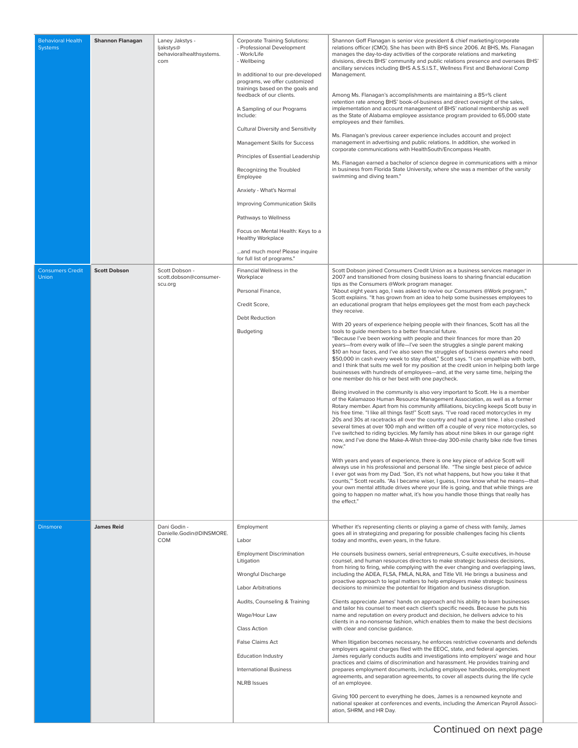| | | | | | |
|---|---|---|---|---|---|
| Behavioral Health Systems | **Shannon Flanagan** | Laney Jakstys - ljakstys@ behavioralhealthsystems. com | Corporate Training Solutions:<br>- Professional Development<br>- Work/Life<br>- Wellbeing<br><br>In additional to our pre-developed programs, we offer customized trainings based on the goals and feedback of our clients.<br><br>A Sampling of our Programs Include:<br><br>Cultural Diversity and Sensitivity<br><br>Management Skills for Success<br><br>Principles of Essential Leadership<br><br>Recognizing the Troubled Employee<br><br>Anxiety - What's Normal<br><br>Improving Communication Skills<br><br>Pathways to Wellness<br><br>Focus on Mental Health: Keys to a Healthy Workplace<br><br>...and much more! Please inquire for full list of programs." | Shannon Goff Flanagan is senior vice president & chief marketing/corporate relations officer (CMO). She has been with BHS since 2006. At BHS, Ms. Flanagan manages the day-to-day activities of the corporate relations and marketing divisions, directs BHS' community and public relations presence and oversees BHS' ancillary services including BHS A.S.S.I.S.T., Wellness First and Behavioral Comp Management.<br><br>Among Ms. Flanagan's accomplishments are maintaining a 85+% client retention rate among BHS' book-of-business and direct oversight of the sales, implementation and account management of BHS' national membership as well as the State of Alabama employee assistance program provided to 65,000 state employees and their families.<br><br>Ms. Flanagan's previous career experience includes account and project management in advertising and public relations. In addition, she worked in corporate communications with HealthSouth/Encompass Health.<br><br>Ms. Flanagan earned a bachelor of science degree in communications with a minor in business from Florida State University, where she was a member of the varsity swimming and diving team." | |
| Consumers Credit Union | **Scott Dobson** | Scott Dobson - scott.dobson@consumer-scu.org | Financial Wellness in the Workplace<br><br>Personal Finance,<br><br>Credit Score,<br><br>Debt Reduction<br><br>Budgeting | Scott Dobson joined Consumers Credit Union as a business services manager in 2007 and transitioned from closing business loans to sharing financial education tips as the Consumers @Work program manager.<br>"About eight years ago, I was asked to revive our Consumers @Work program," Scott explains. "It has grown from an idea to help some businesses employees to an educational program that helps employees get the most from each paycheck they receive.<br><br>With 20 years of experience helping people with their finances, Scott has all the tools to guide members to a better financial future.<br>"Because I've been working with people and their finances for more than 20 years—from every walk of life—I've seen the struggles a single parent making $10 an hour faces, and I've also seen the struggles of business owners who need $50,000 in cash every week to stay afloat," Scott says. "I can empathize with both, and I think that suits me well for my position at the credit union in helping both large businesses with hundreds of employees—and, at the very same time, helping the one member do his or her best with one paycheck.<br><br>Being involved in the community is also very important to Scott. He is a member of the Kalamazoo Human Resource Management Association, as well as a former Rotary member. Apart from his community affiliations, bicycling keeps Scott busy in his free time. "I like all things fast!" Scott says. "I've road raced motorcycles in my 20s and 30s at racetracks all over the country and had a great time. I also crashed several times at over 100 mph and written off a couple of very nice motorcycles, so I've switched to riding bycicles. My family has about nine bikes in our garage right now, and I've done the Make-A-Wish three-day 300-mile charity bike ride five times now."<br><br>With years and years of experience, there is one key piece of advice Scott will always use in his professional and personal life. "The single best piece of advice I ever got was from my Dad. 'Son, it's not what happens, but how you take it that counts,'" Scott recalls. "As I became wiser, I guess, I now know what he means—that your own mental attitude drives where your life is going, and that while things are going to happen no matter what, it's how you handle those things that really has the effect." | |
| Dinsmore | **James Reid** | Dani Godin - Danielle.Godin@DINSMORE.COM | Employment<br><br>Labor<br><br>Employment Discrimination Litigation<br><br>Wrongful Discharge<br><br>Labor Arbitrations<br><br>Audits, Counseling & Training<br><br>Wage/Hour Law<br><br>Class Action<br><br>False Claims Act<br><br>Education Industry<br><br>International Business<br><br>NLRB Issues | Whether it's representing clients or playing a game of chess with family, James goes all in strategizing and preparing for possible challenges facing his clients today and months, even years, in the future.<br><br>He counsels business owners, serial entrepreneurs, C-suite executives, in-house counsel, and human resources directors to make strategic business decisions, from hiring to firing, while complying with the ever changing and overlapping laws, including the ADEA, FLSA, FMLA, NLRA, and Title VII. He brings a business and proactive approach to legal matters to help employers make strategic business decisions to minimize the potential for litigation and business disruption.<br><br>Clients appreciate James' hands on approach and his ability to learn businesses and tailor his counsel to meet each client's specific needs. Because he puts his name and reputation on every product and decision, he delivers advice to his clients in a no-nonsense fashion, which enables them to make the best decisions with clear and concise guidance.<br><br>When litigation becomes necessary, he enforces restrictive covenants and defends employers against charges filed with the EEOC, state, and federal agencies. James regularly conducts audits and investigations into employers' wage and hour practices and claims of discrimination and harassment. He provides training and prepares employment documents, including employee handbooks, employment agreements, and separation agreements, to cover all aspects during the life cycle of an employee.<br><br>Giving 100 percent to everything he does, James is a renowned keynote and national speaker at conferences and events, including the American Payroll Association, SHRM, and HR Day. | |

Continued on next page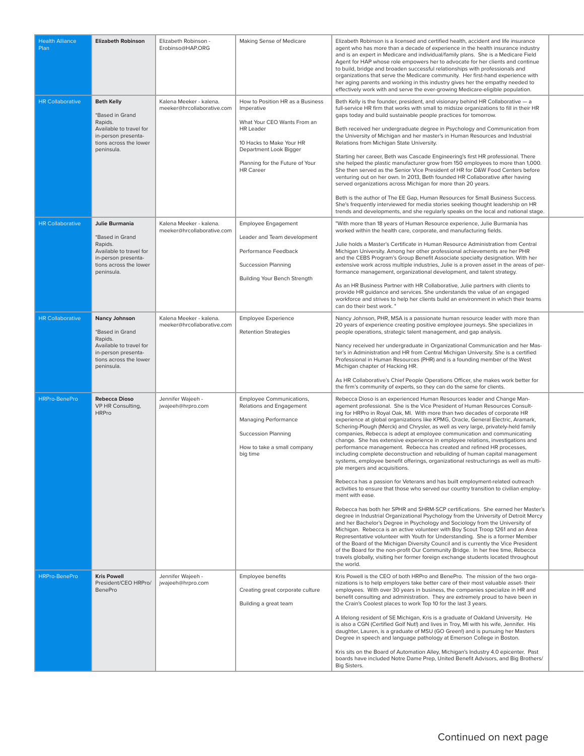| Health Alliance Plan | **Elizabeth Robinson** | Elizabeth Robinson - Erobinso@HAP.ORG | Making Sense of Medicare | Elizabeth Robinson is a licensed and certified health, accident and life insurance agent who has more than a decade of experience in the health insurance industry and is an expert in Medicare and individual/family plans. She is a Medicare Field Agent for HAP whose role empowers her to advocate for her clients and continue to build, bridge and broaden successful relationships with professionals and organizations that serve the Medicare community. Her first-hand experience with her aging parents and working in this industry gives her the empathy needed to effectively work with and serve the ever-growing Medicare-eligible population. | |
|---|---|---|---|---|---|
| HR Collaborative | **Beth Kelly**<br><br>*Based in Grand Rapids. Available to travel for in-person presentations across the lower peninsula. | Kalena Meeker - kalena.meeker@hrcollaborative.com | How to Position HR as a Business Imperative<br><br>What Your CEO Wants From an HR Leader<br><br>10 Hacks to Make Your HR Department Look Bigger<br><br>Planning for the Future of Your HR Career | Beth Kelly is the founder, president, and visionary behind HR Collaborative — a full-service HR firm that works with small to midsize organizations to fill in their HR gaps today and build sustainable people practices for tomorrow.<br><br>Beth received her undergraduate degree in Psychology and Communication from the University of Michigan and her master's in Human Resources and Industrial Relations from Michigan State University.<br><br>Starting her career, Beth was Cascade Engineering's first HR professional. There she helped the plastic manufacturer grow from 150 employees to more than 1,000. She then served as the Senior Vice President of HR for D&W Food Centers before venturing out on her own. In 2013, Beth founded HR Collaborative after having served organizations across Michigan for more than 20 years.<br><br>Beth is the author of The EE Gap, Human Resources for Small Business Success. She's frequently interviewed for media stories seeking thought leadership on HR trends and developments, and she regularly speaks on the local and national stage. | |
| HR Collaborative | **Julie Burmania**<br><br>*Based in Grand Rapids. Available to travel for in-person presentations across the lower peninsula. | Kalena Meeker - kalena.meeker@hrcollaborative.com | Employee Engagement<br><br>Leader and Team development<br><br>Performance Feedback<br><br>Succession Planning<br><br>Building Your Bench Strength | "With more than 18 years of Human Resource experience, Julie Burmania has worked within the health care, corporate, and manufacturing fields.<br><br>Julie holds a Master's Certificate in Human Resource Administration from Central Michigan University. Among her other professional achievements are her PHR and the CEBS Program's Group Benefit Associate specialty designation. With her extensive work across multiple industries, Julie is a proven asset in the areas of performance management, organizational development, and talent strategy.<br><br>As an HR Business Partner with HR Collaborative, Julie partners with clients to provide HR guidance and services. She understands the value of an engaged workforce and strives to help her clients build an environment in which their teams can do their best work. " | |
| HR Collaborative | **Nancy Johnson**<br><br>*Based in Grand Rapids. Available to travel for in-person presentations across the lower peninsula. | Kalena Meeker - kalena.meeker@hrcollaborative.com | Employee Experience<br><br>Retention Strategies | Nancy Johnson, PHR, MSA is a passionate human resource leader with more than 20 years of experience creating positive employee journeys. She specializes in people operations, strategic talent management, and gap analysis.<br><br>Nancy received her undergraduate in Organizational Communication and her Master's in Administration and HR from Central Michigan University. She is a certified Professional in Human Resources (PHR) and is a founding member of the West Michigan chapter of Hacking HR.<br><br>As HR Collaborative's Chief People Operations Officer, she makes work better for the firm's community of experts, so they can do the same for clients. | |
| HRPro-BenePro | **Rebecca Dioso**<br>VP HR Consulting, HRPro | Jennifer Wajeeh - jwajeeh@hrpro.com | Employee Communications, Relations and Engagement<br><br>Managing Performance<br><br>Succession Planning<br><br>How to take a small company big time | Rebecca Dioso is an experienced Human Resources leader and Change Management professional. She is the Vice President of Human Resources Consulting for HRPro in Royal Oak, MI. With more than two decades of corporate HR experience at global organizations like KPMG, Oracle, General Electric, Aramark, Schering-Plough (Merck) and Chrysler, as well as very large, privately-held family companies, Rebecca is adept at employee communication and communicating change. She has extensive experience in employee relations, investigations and performance management. Rebecca has created and refined HR processes, including complete deconstruction and rebuilding of human capital management systems, employee benefit offerings, organizational restructurings as well as multiple mergers and acquisitions.<br><br>Rebecca has a passion for Veterans and has built employment-related outreach activities to ensure that those who served our country transition to civilian employment with ease.<br><br>Rebecca has both her SPHR and SHRM-SCP certifications. She earned her Master's degree in Industrial Organizational Psychology from the University of Detroit Mercy and her Bachelor's Degree in Psychology and Sociology from the University of Michigan. Rebecca is an active volunteer with Boy Scout Troop 1261 and an Area Representative volunteer with Youth for Understanding. She is a former Member of the Board of the Michigan Diversity Council and is currently the Vice President of the Board for the non-profit Our Community Bridge. In her free time, Rebecca travels globally, visiting her former foreign exchange students located throughout the world. | |
| HRPro-BenePro | **Kris Powell**<br>President/CEO HRPro/BenePro | Jennifer Wajeeh - jwajeeh@hrpro.com | Employee benefits<br><br>Creating great corporate culture<br><br>Building a great team | Kris Powell is the CEO of both HRPro and BenePro. The mission of the two organizations is to help employers take better care of their most valuable asset- their employees. With over 30 years in business, the companies specialize in HR and benefit consulting and administration. They are extremely proud to have been in the Crain's Coolest places to work Top 10 for the last 3 years.<br><br>A lifelong resident of SE Michigan, Kris is a graduate of Oakland University. He is also a CGN (Certified Golf Nut!) and lives in Troy, MI with his wife, Jennifer. His daughter, Lauren, is a graduate of MSU (GO Green!) and is pursuing her Masters Degree in speech and language pathology at Emerson College in Boston.<br><br>Kris sits on the Board of Automation Alley, Michigan's Industry 4.0 epicenter. Past boards have included Notre Dame Prep, United Benefit Advisors, and Big Brothers/Big Sisters. | |

Continued on next page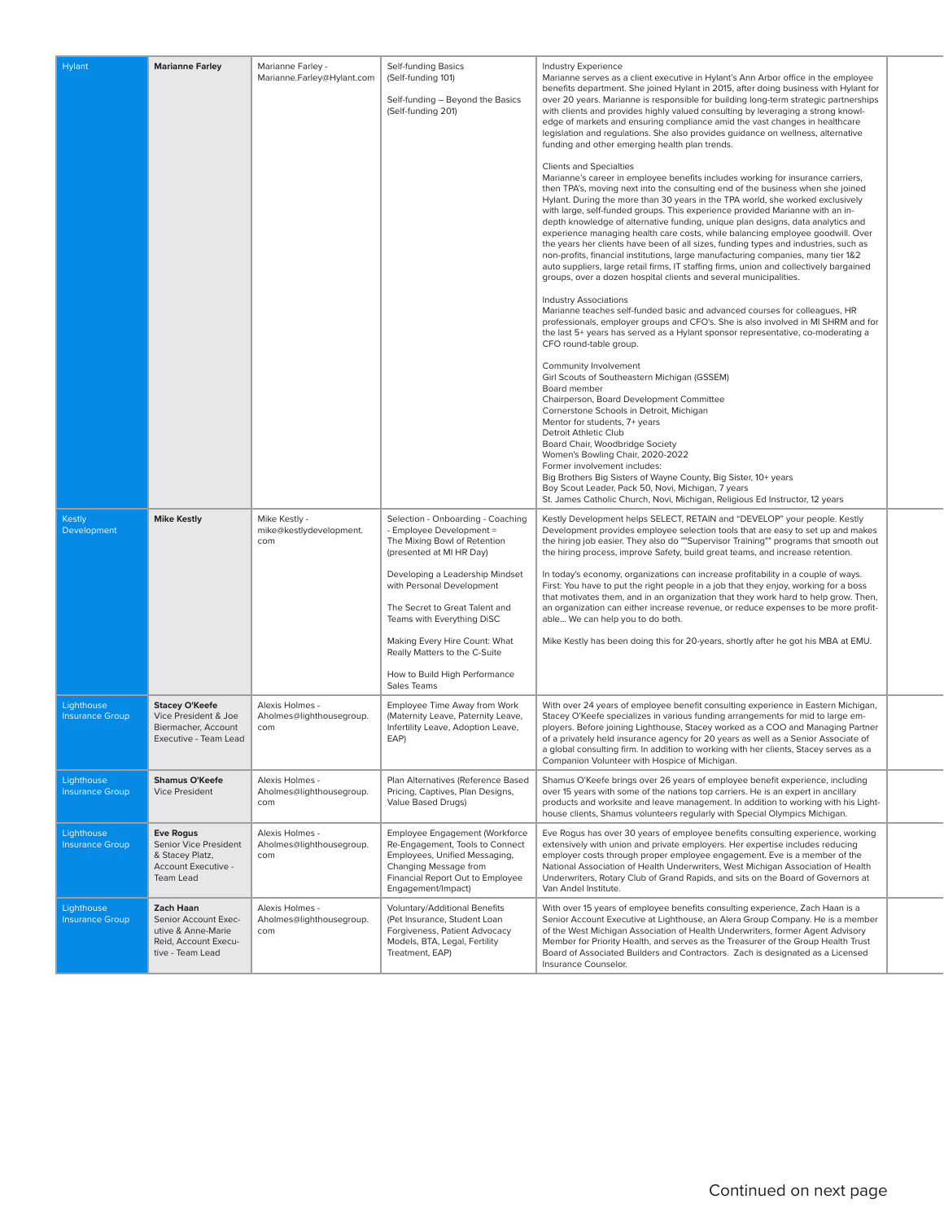| | | | | | |
|---|---|---|---|---|---|
| Hylant | **Marianne Farley** | Marianne Farley - Marianne.Farley@Hylant.com | Self-funding Basics (Self-funding 101)<br><br>Self-funding – Beyond the Basics (Self-funding 201) | Industry Experience<br>Marianne serves as a client executive in Hylant's Ann Arbor office in the employee benefits department. She joined Hylant in 2015, after doing business with Hylant for over 20 years. Marianne is responsible for building long-term strategic partnerships with clients and provides highly valued consulting by leveraging a strong knowledge of markets and ensuring compliance amid the vast changes in healthcare legislation and regulations. She also provides guidance on wellness, alternative funding and other emerging health plan trends.<br><br>Clients and Specialties<br>Marianne's career in employee benefits includes working for insurance carriers, then TPA's, moving next into the consulting end of the business when she joined Hylant. During the more than 30 years in the TPA world, she worked exclusively with large, self-funded groups. This experience provided Marianne with an in-depth knowledge of alternative funding, unique plan designs, data analytics and experience managing health care costs, while balancing employee goodwill. Over the years her clients have been of all sizes, funding types and industries, such as non-profits, financial institutions, large manufacturing companies, many tier 1&2 auto suppliers, large retail firms, IT staffing firms, union and collectively bargained groups, over a dozen hospital clients and several municipalities.<br><br>Industry Associations<br>Marianne teaches self-funded basic and advanced courses for colleagues, HR professionals, employer groups and CFO's. She is also involved in MI SHRM and for the last 5+ years has served as a Hylant sponsor representative, co-moderating a CFO round-table group.<br><br>Community Involvement<br>Girl Scouts of Southeastern Michigan (GSSEM)<br>Board member<br>Chairperson, Board Development Committee<br>Cornerstone Schools in Detroit, Michigan<br>Mentor for students, 7+ years<br>Detroit Athletic Club<br>Board Chair, Woodbridge Society<br>Women's Bowling Chair, 2020-2022<br>Former involvement includes:<br>Big Brothers Big Sisters of Wayne County, Big Sister, 10+ years<br>Boy Scout Leader, Pack 50, Novi, Michigan, 7 years<br>St. James Catholic Church, Novi, Michigan, Religious Ed Instructor, 12 years | |
| Kestly Development | **Mike Kestly** | Mike Kestly - mike@kestlydevelopment.com | Selection - Onboarding - Coaching - Employee Development = The Mixing Bowl of Retention (presented at MI HR Day)<br><br>Developing a Leadership Mindset with Personal Development<br><br>The Secret to Great Talent and Teams with Everything DiSC<br><br>Making Every Hire Count: What Really Matters to the C-Suite<br><br>How to Build High Performance Sales Teams | Kestly Development helps SELECT, RETAIN and "DEVELOP" your people. Kestly Development provides employee selection tools that are easy to set up and makes the hiring job easier. They also do ""Supervisor Training"" programs that smooth out the hiring process, improve Safety, build great teams, and increase retention.<br><br>In today's economy, organizations can increase profitability in a couple of ways. First: You have to put the right people in a job that they enjoy, working for a boss that motivates them, and in an organization that they work hard to help grow. Then, an organization can either increase revenue, or reduce expenses to be more profitable... We can help you to do both.<br><br>Mike Kestly has been doing this for 20-years, shortly after he got his MBA at EMU. | |
| Lighthouse Insurance Group | **Stacey O'Keefe** Vice President & Joe Biermacher, Account Executive - Team Lead | Alexis Holmes - Aholmes@lighthousegroup.com | Employee Time Away from Work (Maternity Leave, Paternity Leave, Infertility Leave, Adoption Leave, EAP) | With over 24 years of employee benefit consulting experience in Eastern Michigan, Stacey O'Keefe specializes in various funding arrangements for mid to large employers. Before joining Lighthouse, Stacey worked as a COO and Managing Partner of a privately held insurance agency for 20 years as well as a Senior Associate of a global consulting firm. In addition to working with her clients, Stacey serves as a Companion Volunteer with Hospice of Michigan. | |
| Lighthouse Insurance Group | **Shamus O'Keefe** Vice President | Alexis Holmes - Aholmes@lighthousegroup.com | Plan Alternatives (Reference Based Pricing, Captives, Plan Designs, Value Based Drugs) | Shamus O'Keefe brings over 26 years of employee benefit experience, including over 15 years with some of the nations top carriers. He is an expert in ancillary products and worksite and leave management. In addition to working with his Lighthouse clients, Shamus volunteers regularly with Special Olympics Michigan. | |
| Lighthouse Insurance Group | **Eve Rogus** Senior Vice President & Stacey Platz, Account Executive - Team Lead | Alexis Holmes - Aholmes@lighthousegroup.com | Employee Engagement (Workforce Re-Engagement, Tools to Connect Employees, Unified Messaging, Changing Message from Financial Report Out to Employee Engagement/Impact) | Eve Rogus has over 30 years of employee benefits consulting experience, working extensively with union and private employers. Her expertise includes reducing employer costs through proper employee engagement. Eve is a member of the National Association of Health Underwriters, West Michigan Association of Health Underwriters, Rotary Club of Grand Rapids, and sits on the Board of Governors at Van Andel Institute. | |
| Lighthouse Insurance Group | **Zach Haan** Senior Account Executive & Anne-Marie Reid, Account Executive - Team Lead | Alexis Holmes - Aholmes@lighthousegroup.com | Voluntary/Additional Benefits (Pet Insurance, Student Loan Forgiveness, Patient Advocacy Models, BTA, Legal, Fertility Treatment, EAP) | With over 15 years of employee benefits consulting experience, Zach Haan is a Senior Account Executive at Lighthouse, an Alera Group Company. He is a member of the West Michigan Association of Health Underwriters, former Agent Advisory Member for Priority Health, and serves as the Treasurer of the Group Health Trust Board of Associated Builders and Contractors. Zach is designated as a Licensed Insurance Counselor. | |

Continued on next page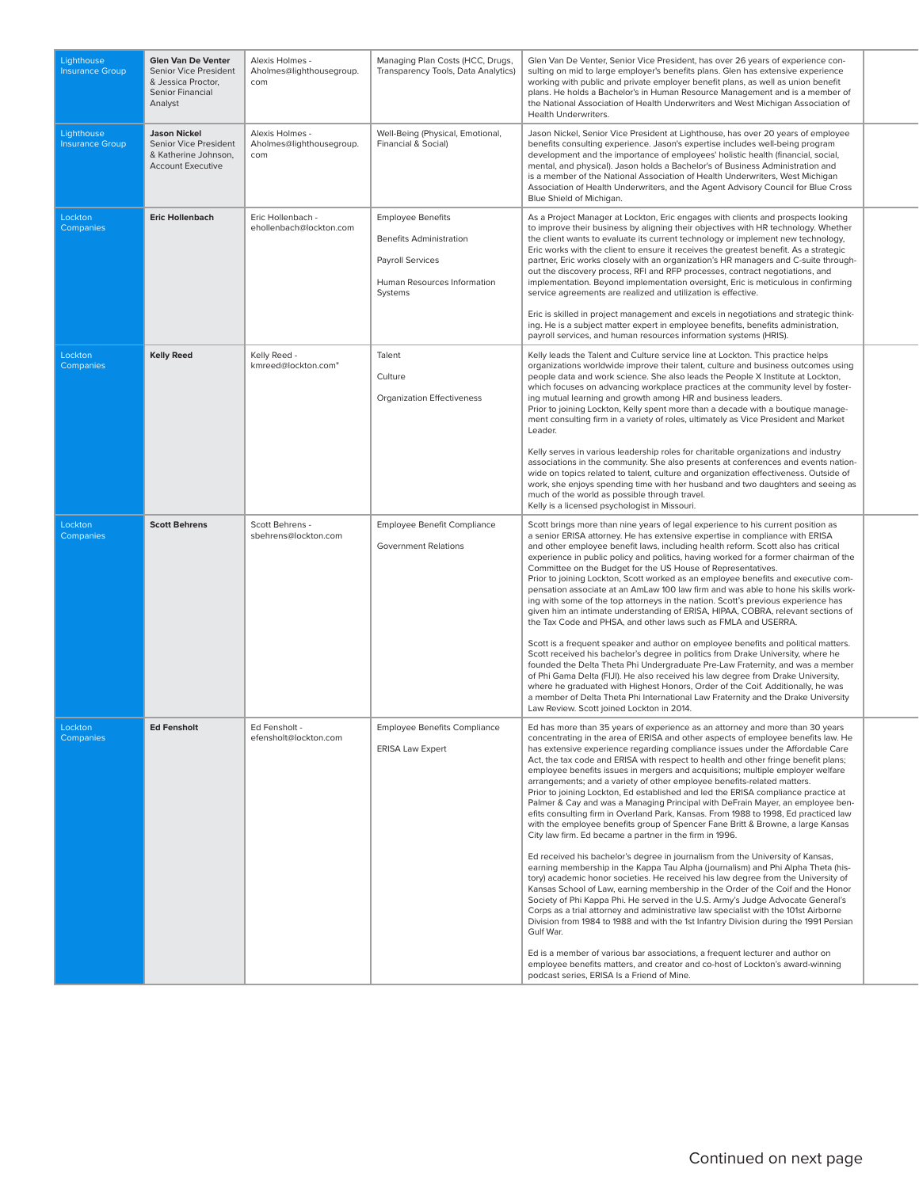| | | | | | |
|---|---|---|---|---|---|
| Lighthouse Insurance Group | **Glen Van De Venter** Senior Vice President & Jessica Proctor, Senior Financial Analyst | Alexis Holmes - Aholmes@lighthousegroup.com | Managing Plan Costs (HCC, Drugs, Transparency Tools, Data Analytics) | Glen Van De Venter, Senior Vice President, has over 26 years of experience consulting on mid to large employer's benefits plans. Glen has extensive experience working with public and private employer benefit plans, as well as union benefit plans. He holds a Bachelor's in Human Resource Management and is a member of the National Association of Health Underwriters and West Michigan Association of Health Underwriters. | |
| Lighthouse Insurance Group | **Jason Nickel** Senior Vice President & Katherine Johnson, Account Executive | Alexis Holmes - Aholmes@lighthousegroup.com | Well-Being (Physical, Emotional, Financial & Social) | Jason Nickel, Senior Vice President at Lighthouse, has over 20 years of employee benefits consulting experience. Jason's expertise includes well-being program development and the importance of employees' holistic health (financial, social, mental, and physical). Jason holds a Bachelor's of Business Administration and is a member of the National Association of Health Underwriters, West Michigan Association of Health Underwriters, and the Agent Advisory Council for Blue Cross Blue Shield of Michigan. | |
| Lockton Companies | **Eric Hollenbach** | Eric Hollenbach - ehollenbach@lockton.com | Employee Benefits<br><br>Benefits Administration<br><br>Payroll Services<br><br>Human Resources Information Systems | As a Project Manager at Lockton, Eric engages with clients and prospects looking to improve their business by aligning their objectives with HR technology. Whether the client wants to evaluate its current technology or implement new technology, Eric works with the client to ensure it receives the greatest benefit. As a strategic partner, Eric works closely with an organization's HR managers and C-suite throughout the discovery process, RFI and RFP processes, contract negotiations, and implementation. Beyond implementation oversight, Eric is meticulous in confirming service agreements are realized and utilization is effective.<br><br>Eric is skilled in project management and excels in negotiations and strategic thinking. He is a subject matter expert in employee benefits, benefits administration, payroll services, and human resources information systems (HRIS). | |
| Lockton Companies | **Kelly Reed** | Kelly Reed - kmreed@lockton.com" | Talent<br><br>Culture<br><br>Organization Effectiveness | Kelly leads the Talent and Culture service line at Lockton. This practice helps organizations worldwide improve their talent, culture and business outcomes using people data and work science. She also leads the People X Institute at Lockton, which focuses on advancing workplace practices at the community level by fostering mutual learning and growth among HR and business leaders.<br>Prior to joining Lockton, Kelly spent more than a decade with a boutique management consulting firm in a variety of roles, ultimately as Vice President and Market Leader.<br><br>Kelly serves in various leadership roles for charitable organizations and industry associations in the community. She also presents at conferences and events nationwide on topics related to talent, culture and organization effectiveness. Outside of work, she enjoys spending time with her husband and two daughters and seeing as much of the world as possible through travel.<br>Kelly is a licensed psychologist in Missouri. | |
| Lockton Companies | **Scott Behrens** | Scott Behrens - sbehrens@lockton.com | Employee Benefit Compliance<br><br>Government Relations | Scott brings more than nine years of legal experience to his current position as a senior ERISA attorney. He has extensive expertise in compliance with ERISA and other employee benefit laws, including health reform. Scott also has critical experience in public policy and politics, having worked for a former chairman of the Committee on the Budget for the US House of Representatives.<br>Prior to joining Lockton, Scott worked as an employee benefits and executive compensation associate at an AmLaw 100 law firm and was able to hone his skills working with some of the top attorneys in the nation. Scott's previous experience has given him an intimate understanding of ERISA, HIPAA, COBRA, relevant sections of the Tax Code and PHSA, and other laws such as FMLA and USERRA.<br><br>Scott is a frequent speaker and author on employee benefits and political matters. Scott received his bachelor's degree in politics from Drake University, where he founded the Delta Theta Phi Undergraduate Pre-Law Fraternity, and was a member of Phi Gama Delta (FIJI). He also received his law degree from Drake University, where he graduated with Highest Honors, Order of the Coif. Additionally, he was a member of Delta Theta Phi International Law Fraternity and the Drake University Law Review. Scott joined Lockton in 2014. | |
| Lockton Companies | **Ed Fensholt** | Ed Fensholt - efensholt@lockton.com | Employee Benefits Compliance<br><br>ERISA Law Expert | Ed has more than 35 years of experience as an attorney and more than 30 years concentrating in the area of ERISA and other aspects of employee benefits law. He has extensive experience regarding compliance issues under the Affordable Care Act, the tax code and ERISA with respect to health and other fringe benefit plans; employee benefits issues in mergers and acquisitions; multiple employer welfare arrangements; and a variety of other employee benefits-related matters.<br>Prior to joining Lockton, Ed established and led the ERISA compliance practice at Palmer & Cay and was a Managing Principal with DeFrain Mayer, an employee benefits consulting firm in Overland Park, Kansas. From 1988 to 1998, Ed practiced law with the employee benefits group of Spencer Fane Britt & Browne, a large Kansas City law firm. Ed became a partner in the firm in 1996.<br><br>Ed received his bachelor's degree in journalism from the University of Kansas, earning membership in the Kappa Tau Alpha (journalism) and Phi Alpha Theta (history) academic honor societies. He received his law degree from the University of Kansas School of Law, earning membership in the Order of the Coif and the Honor Society of Phi Kappa Phi. He served in the U.S. Army's Judge Advocate General's Corps as a trial attorney and administrative law specialist with the 101st Airborne Division from 1984 to 1988 and with the 1st Infantry Division during the 1991 Persian Gulf War.<br><br>Ed is a member of various bar associations, a frequent lecturer and author on employee benefits matters, and creator and co-host of Lockton's award-winning podcast series, ERISA Is a Friend of Mine. | |

Continued on next page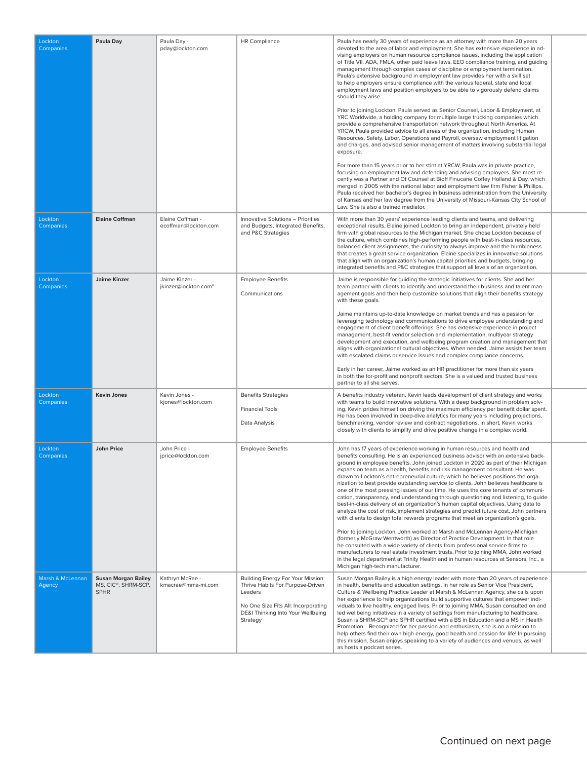| Lockton Companies | **Paula Day** | Paula Day - pday@lockton.com | HR Compliance | Paula has nearly 30 years of experience as an attorney with more than 20 years devoted to the area of labor and employment. She has extensive experience in advising employers on human resource compliance issues, including the application of Title VII, ADA, FMLA, other paid leave laws, EEO compliance training, and guiding management through complex cases of discipline or employment termination. Paula's extensive background in employment law provides her with a skill set to help employers ensure compliance with the various federal, state and local employment laws and position employers to be able to vigorously defend claims should they arise.<br><br>Prior to joining Lockton, Paula served as Senior Counsel, Labor & Employment, at YRC Worldwide, a holding company for multiple large trucking companies which provide a comprehensive transportation network throughout North America. At YRCW, Paula provided advice to all areas of the organization, including Human Resources, Safety, Labor, Operations and Payroll, oversaw employment litigation and charges, and advised senior management of matters involving substantial legal exposure.<br><br>For more than 15 years prior to her stint at YRCW, Paula was in private practice, focusing on employment law and defending and advising employers. She most recently was a Partner and Of Counsel at Bioff Finucane Coffey Holland & Day, which merged in 2005 with the national labor and employment law firm Fisher & Phillips. Paula received her bachelor's degree in business administration from the University of Kansas and her law degree from the University of Missouri-Kansas City School of Law. She is also a trained mediator. | |
|---|---|---|---|---|---|
| Lockton Companies | **Elaine Coffman** | Elaine Coffman - ecoffman@lockton.com | Innovative Solutions – Priorities and Budgets, Integrated Benefits, and P&C Strategies | With more than 30 years' experience leading clients and teams, and delivering exceptional results, Elaine joined Lockton to bring an independent, privately held firm with global resources to the Michigan market. She chose Lockton because of the culture, which combines high-performing people with best-in-class resources, balanced client assignments, the curiosity to always improve and the humbleness that creates a great service organization. Elaine specializes in innovative solutions that align with an organization's human capital priorities and budgets, bringing integrated benefits and P&C strategies that support all levels of an organization. | |
| Lockton Companies | **Jaime Kinzer** | Jaime Kinzer - jkinzer@lockton.com" | Employee Benefits<br><br>Communications | Jaime is responsible for guiding the strategic initiatives for clients. She and her team partner with clients to identify and understand their business and talent management goals and then help customize solutions that align their benefits strategy with these goals.<br><br>Jaime maintains up-to-date knowledge on market trends and has a passion for leveraging technology and communications to drive employee understanding and engagement of client benefit offerings. She has extensive experience in project management, best-fit vendor selection and implementation, multiyear strategy development and execution, and wellbeing program creation and management that aligns with organizational cultural objectives. When needed, Jaime assists her team with escalated claims or service issues and complex compliance concerns.<br><br>Early in her career, Jaime worked as an HR practitioner for more than six years in both the for-profit and nonprofit sectors. She is a valued and trusted business partner to all she serves. | |
| Lockton Companies | **Kevin Jones** | Kevin Jones - kjones@lockton.com | Benefits Strategies<br><br>Financial Tools<br><br>Data Analysis | A benefits industry veteran, Kevin leads development of client strategy and works with teams to build innovative solutions. With a deep background in problem solving, Kevin prides himself on driving the maximum efficiency per benefit dollar spent. He has been involved in deep-dive analytics for many years including projections, benchmarking, vendor review and contract negotiations. In short, Kevin works closely with clients to simplify and drive positive change in a complex world. | |
| Lockton Companies | **John Price** | John Price - jprice@lockton.com | Employee Benefits | John has 17 years of experience working in human resources and health and benefits consulting. He is an experienced business advisor with an extensive background in employee benefits. John joined Lockton in 2020 as part of their Michigan expansion team as a health, benefits and risk management consultant. He was drawn to Lockton's entrepreneurial culture, which he believes positions the organization to best provide outstanding service to clients. John believes healthcare is one of the most pressing issues of our time. He uses the core tenants of communication, transparency, and understanding through questioning and listening, to guide best-in-class delivery of an organization's human capital objectives. Using data to analyze the cost of risk, implement strategies and predict future cost, John partners with clients to design total rewards programs that meet an organization's goals.<br><br>Prior to joining Lockton, John worked at Marsh and McLennan Agency-Michigan (formerly McGraw Wentworth) as Director of Practice Development. In that role he consulted with a wide variety of clients from professional service firms to manufacturers to real estate investment trusts. Prior to joining MMA, John worked in the legal department at Trinity Health and in human resources at Sensors, Inc., a Michigan high-tech manufacturer. | |
| Marsh & McLennan Agency | **Susan Morgan Bailey** MS, CIC®, SHRM-SCP, SPHR | Kathryn McRae - kmacrae@mma-mi.com | Building Energy For Your Mission: Thrive Habits For Purpose-Driven Leaders<br><br>No One Size Fits All: Incorporating DE&I Thinking Into Your Wellbeing Strategy | Susan Morgan Bailey is a high energy leader with more than 20 years of experience in health, benefits and education settings. In her role as Senior Vice President, Culture & Wellbeing Practice Leader at Marsh & McLennan Agency, she calls upon her experience to help organizations build supportive cultures that empower individuals to live healthy, engaged lives. Prior to joining MMA, Susan consulted on and led wellbeing initiatives in a variety of settings from manufacturing to healthcare. Susan is SHRM-SCP and SPHR certified with a BS in Education and a MS in Health Promotion. Recognized for her passion and enthusiasm, she is on a mission to help others find their own high energy, good health and passion for life! In pursuing this mission, Susan enjoys speaking to a variety of audiences and venues, as well as hosts a podcast series. | |

Continued on next page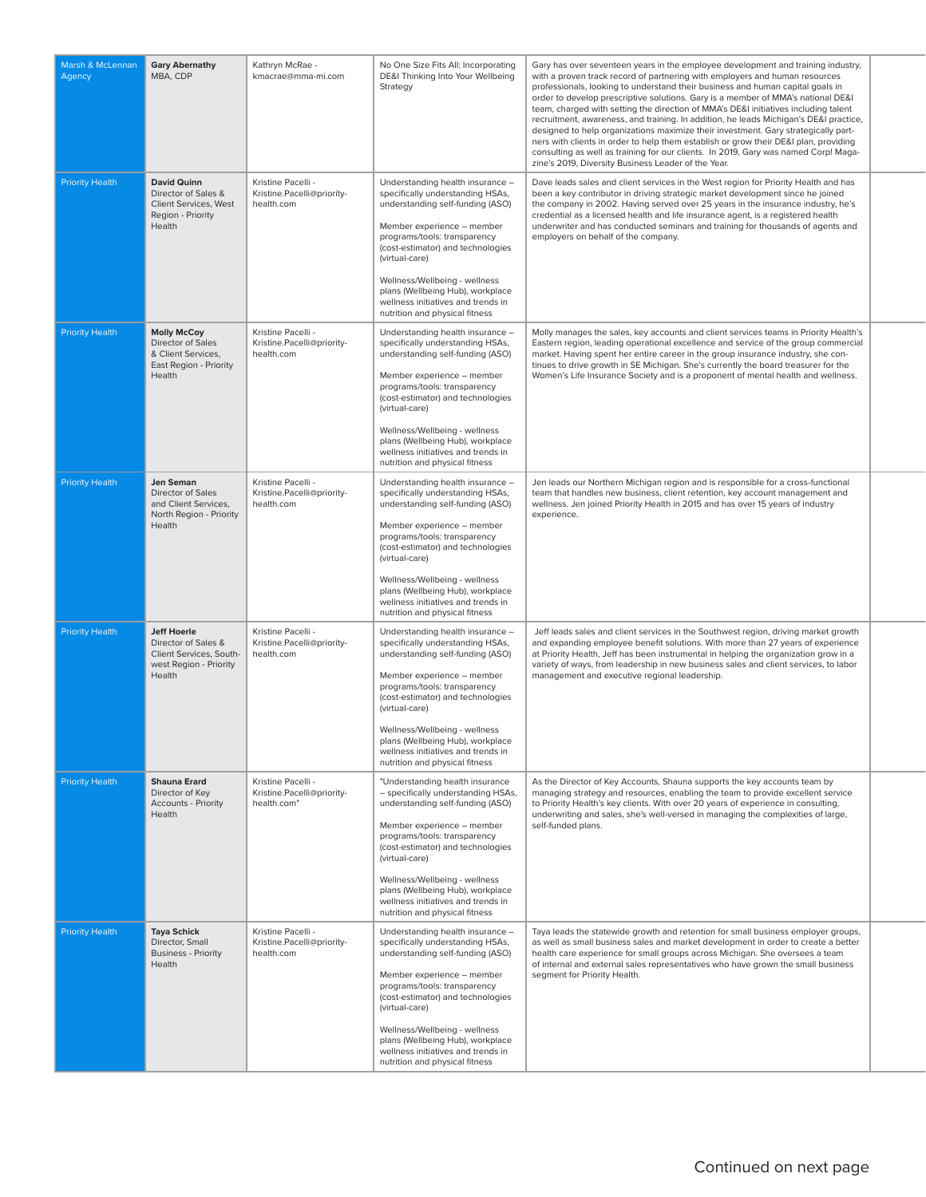| | | | | | |
|---|---|---|---|---|---|
| Marsh & McLennan Agency | **Gary Abernathy** MBA, CDP | Kathryn McRae - kmcrae@mma-mi.com | No One Size Fits All: Incorporating DE&I Thinking Into Your Wellbeing Strategy | Gary has over seventeen years in the employee development and training industry, with a proven track record of partnering with employers and human resources professionals, looking to understand their business and human capital goals in order to develop prescriptive solutions. Gary is a member of MMA's national DE&I team, charged with setting the direction of MMA's DE&I initiatives including talent recruitment, awareness, and training. In addition, he leads Michigan's DE&I practice, designed to help organizations maximize their investment. Gary strategically partners with clients in order to help them establish or grow their DE&I plan, providing consulting as well as training for our clients. In 2019, Gary was named Corp! Magazine's 2019, Diversity Business Leader of the Year. | |
| Priority Health | **David Quinn** Director of Sales & Client Services, West Region - Priority Health | Kristine Pacelli - Kristine.Pacelli@priority-health.com | Understanding health insurance – specifically understanding HSAs, understanding self-funding (ASO)<br><br>Member experience – member programs/tools: transparency (cost-estimator) and technologies (virtual-care)<br><br>Wellness/Wellbeing - wellness plans (Wellbeing Hub), workplace wellness initiatives and trends in nutrition and physical fitness | Dave leads sales and client services in the West region for Priority Health and has been a key contributor in driving strategic market development since he joined the company in 2002. Having served over 25 years in the insurance industry, he's credential as a licensed health and life insurance agent, is a registered health underwriter and has conducted seminars and training for thousands of agents and employers on behalf of the company. | |
| Priority Health | **Molly McCoy** Director of Sales & Client Services, East Region - Priority Health | Kristine Pacelli - Kristine.Pacelli@priority-health.com | Understanding health insurance – specifically understanding HSAs, understanding self-funding (ASO)<br><br>Member experience – member programs/tools: transparency (cost-estimator) and technologies (virtual-care)<br><br>Wellness/Wellbeing - wellness plans (Wellbeing Hub), workplace wellness initiatives and trends in nutrition and physical fitness | Molly manages the sales, key accounts and client services teams in Priority Health's Eastern region, leading operational excellence and service of the group commercial market. Having spent her entire career in the group insurance industry, she continues to drive growth in SE Michigan. She's currently the board treasurer for the Women's Life Insurance Society and is a proponent of mental health and wellness. | |
| Priority Health | **Jen Seman** Director of Sales and Client Services, North Region - Priority Health | Kristine Pacelli - Kristine.Pacelli@priority-health.com | Understanding health insurance – specifically understanding HSAs, understanding self-funding (ASO)<br><br>Member experience – member programs/tools: transparency (cost-estimator) and technologies (virtual-care)<br><br>Wellness/Wellbeing - wellness plans (Wellbeing Hub), workplace wellness initiatives and trends in nutrition and physical fitness | Jen leads our Northern Michigan region and is responsible for a cross-functional team that handles new business, client retention, key account management and wellness. Jen joined Priority Health in 2015 and has over 15 years of industry experience. | |
| Priority Health | **Jeff Hoerle** Director of Sales & Client Services, Southwest Region - Priority Health | Kristine Pacelli - Kristine.Pacelli@priority-health.com | Understanding health insurance – specifically understanding HSAs, understanding self-funding (ASO)<br><br>Member experience – member programs/tools: transparency (cost-estimator) and technologies (virtual-care)<br><br>Wellness/Wellbeing - wellness plans (Wellbeing Hub), workplace wellness initiatives and trends in nutrition and physical fitness | Jeff leads sales and client services in the Southwest region, driving market growth and expanding employee benefit solutions. With more than 27 years of experience at Priority Health, Jeff has been instrumental in helping the organization grow in a variety of ways, from leadership in new business sales and client services, to labor management and executive regional leadership. | |
| Priority Health | **Shauna Erard** Director of Key Accounts - Priority Health | Kristine Pacelli - Kristine.Pacelli@priority-health.com" | "Understanding health insurance – specifically understanding HSAs, understanding self-funding (ASO)<br><br>Member experience – member programs/tools: transparency (cost-estimator) and technologies (virtual-care)<br><br>Wellness/Wellbeing - wellness plans (Wellbeing Hub), workplace wellness initiatives and trends in nutrition and physical fitness | As the Director of Key Accounts, Shauna supports the key accounts team by managing strategy and resources, enabling the team to provide excellent service to Priority Health's key clients. With over 20 years of experience in consulting, underwriting and sales, she's well-versed in managing the complexities of large, self-funded plans. | |
| Priority Health | **Taya Schick** Director, Small Business - Priority Health | Kristine Pacelli - Kristine.Pacelli@priority-health.com | Understanding health insurance – specifically understanding HSAs, understanding self-funding (ASO)<br><br>Member experience – member programs/tools: transparency (cost-estimator) and technologies (virtual-care)<br><br>Wellness/Wellbeing - wellness plans (Wellbeing Hub), workplace wellness initiatives and trends in nutrition and physical fitness | Taya leads the statewide growth and retention for small business employer groups, as well as small business sales and market development in order to create a better health care experience for small groups across Michigan. She oversees a team of internal and external sales representatives who have grown the small business segment for Priority Health. | |

Continued on next page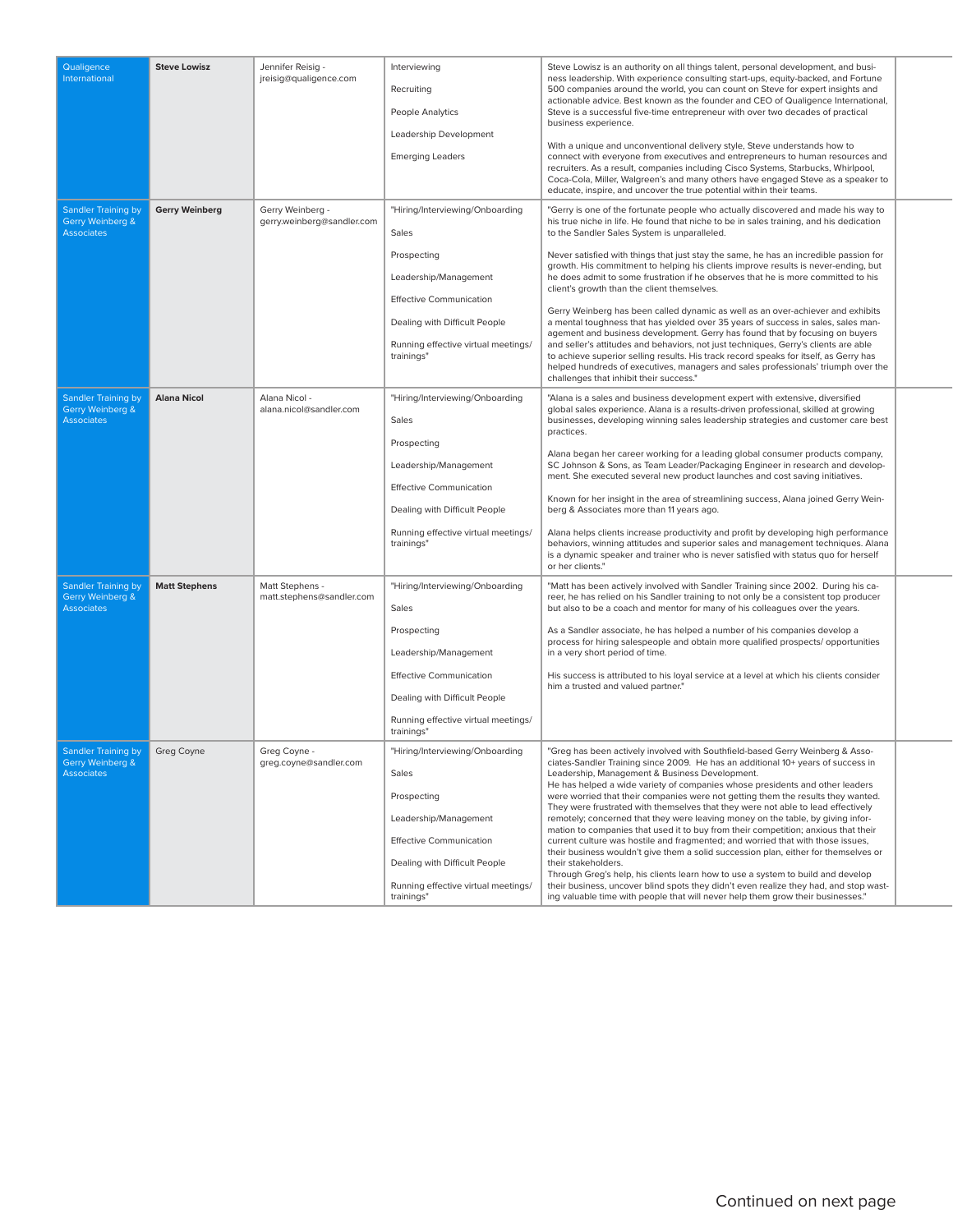| | | | | | |
|---|---|---|---|---|---|
| Qualigence International | **Steve Lowisz** | Jennifer Reisig - jreisig@qualigence.com | Interviewing<br><br>Recruiting<br><br>People Analytics<br><br>Leadership Development<br><br>Emerging Leaders | Steve Lowisz is an authority on all things talent, personal development, and business leadership. With experience consulting start-ups, equity-backed, and Fortune 500 companies around the world, you can count on Steve for expert insights and actionable advice. Best known as the founder and CEO of Qualigence International, Steve is a successful five-time entrepreneur with over two decades of practical business experience.<br><br>With a unique and unconventional delivery style, Steve understands how to connect with everyone from executives and entrepreneurs to human resources and recruiters. As a result, companies including Cisco Systems, Starbucks, Whirlpool, Coca-Cola, Miller, Walgreen's and many others have engaged Steve as a speaker to educate, inspire, and uncover the true potential within their teams. | |
| Sandler Training by Gerry Weinberg & Associates | **Gerry Weinberg** | Gerry Weinberg - gerry.weinberg@sandler.com | "Hiring/Interviewing/Onboarding<br><br>Sales<br><br>Prospecting<br><br>Leadership/Management<br><br>Effective Communication<br><br>Dealing with Difficult People<br><br>Running effective virtual meetings/ trainings" | "Gerry is one of the fortunate people who actually discovered and made his way to his true niche in life. He found that niche to be in sales training, and his dedication to the Sandler Sales System is unparalleled.<br><br>Never satisfied with things that just stay the same, he has an incredible passion for growth. His commitment to helping his clients improve results is never-ending, but he does admit to some frustration if he observes that he is more committed to his client's growth than the client themselves.<br><br>Gerry Weinberg has been called dynamic as well as an over-achiever and exhibits a mental toughness that has yielded over 35 years of success in sales, sales management and business development. Gerry has found that by focusing on buyers and seller's attitudes and behaviors, not just techniques, Gerry's clients are able to achieve superior selling results. His track record speaks for itself, as Gerry has helped hundreds of executives, managers and sales professionals' triumph over the challenges that inhibit their success." | |
| Sandler Training by Gerry Weinberg & Associates | **Alana Nicol** | Alana Nicol - alana.nicol@sandler.com | "Hiring/Interviewing/Onboarding<br><br>Sales<br><br>Prospecting<br><br>Leadership/Management<br><br>Effective Communication<br><br>Dealing with Difficult People<br><br>Running effective virtual meetings/ trainings" | "Alana is a sales and business development expert with extensive, diversified global sales experience. Alana is a results-driven professional, skilled at growing businesses, developing winning sales leadership strategies and customer care best practices.<br><br>Alana began her career working for a leading global consumer products company, SC Johnson & Sons, as Team Leader/Packaging Engineer in research and development. She executed several new product launches and cost saving initiatives.<br><br>Known for her insight in the area of streamlining success, Alana joined Gerry Weinberg & Associates more than 11 years ago.<br><br>Alana helps clients increase productivity and profit by developing high performance behaviors, winning attitudes and superior sales and management techniques. Alana is a dynamic speaker and trainer who is never satisfied with status quo for herself or her clients." | |
| Sandler Training by Gerry Weinberg & Associates | **Matt Stephens** | Matt Stephens - matt.stephens@sandler.com | "Hiring/Interviewing/Onboarding<br><br>Sales<br><br>Prospecting<br><br>Leadership/Management<br><br>Effective Communication<br><br>Dealing with Difficult People<br><br>Running effective virtual meetings/ trainings" | "Matt has been actively involved with Sandler Training since 2002. During his career, he has relied on his Sandler training to not only be a consistent top producer but also to be a coach and mentor for many of his colleagues over the years.<br><br>As a Sandler associate, he has helped a number of his companies develop a process for hiring salespeople and obtain more qualified prospects/ opportunities in a very short period of time.<br><br>His success is attributed to his loyal service at a level at which his clients consider him a trusted and valued partner." | |
| Sandler Training by Gerry Weinberg & Associates | Greg Coyne | Greg Coyne - greg.coyne@sandler.com | "Hiring/Interviewing/Onboarding<br><br>Sales<br><br>Prospecting<br><br>Leadership/Management<br><br>Effective Communication<br><br>Dealing with Difficult People<br><br>Running effective virtual meetings/ trainings" | "Greg has been actively involved with Southfield-based Gerry Weinberg & Associates-Sandler Training since 2009. He has an additional 10+ years of success in Leadership, Management & Business Development.<br>He has helped a wide variety of companies whose presidents and other leaders were worried that their companies were not getting them the results they wanted. They were frustrated with themselves that they were not able to lead effectively remotely; concerned that they were leaving money on the table, by giving information to companies that used it to buy from their competition; anxious that their current culture was hostile and fragmented; and worried that with those issues, their business wouldn't give them a solid succession plan, either for themselves or their stakeholders.<br>Through Greg's help, his clients learn how to use a system to build and develop their business, uncover blind spots they didn't even realize they had, and stop wasting valuable time with people that will never help them grow their businesses." | |

Continued on next page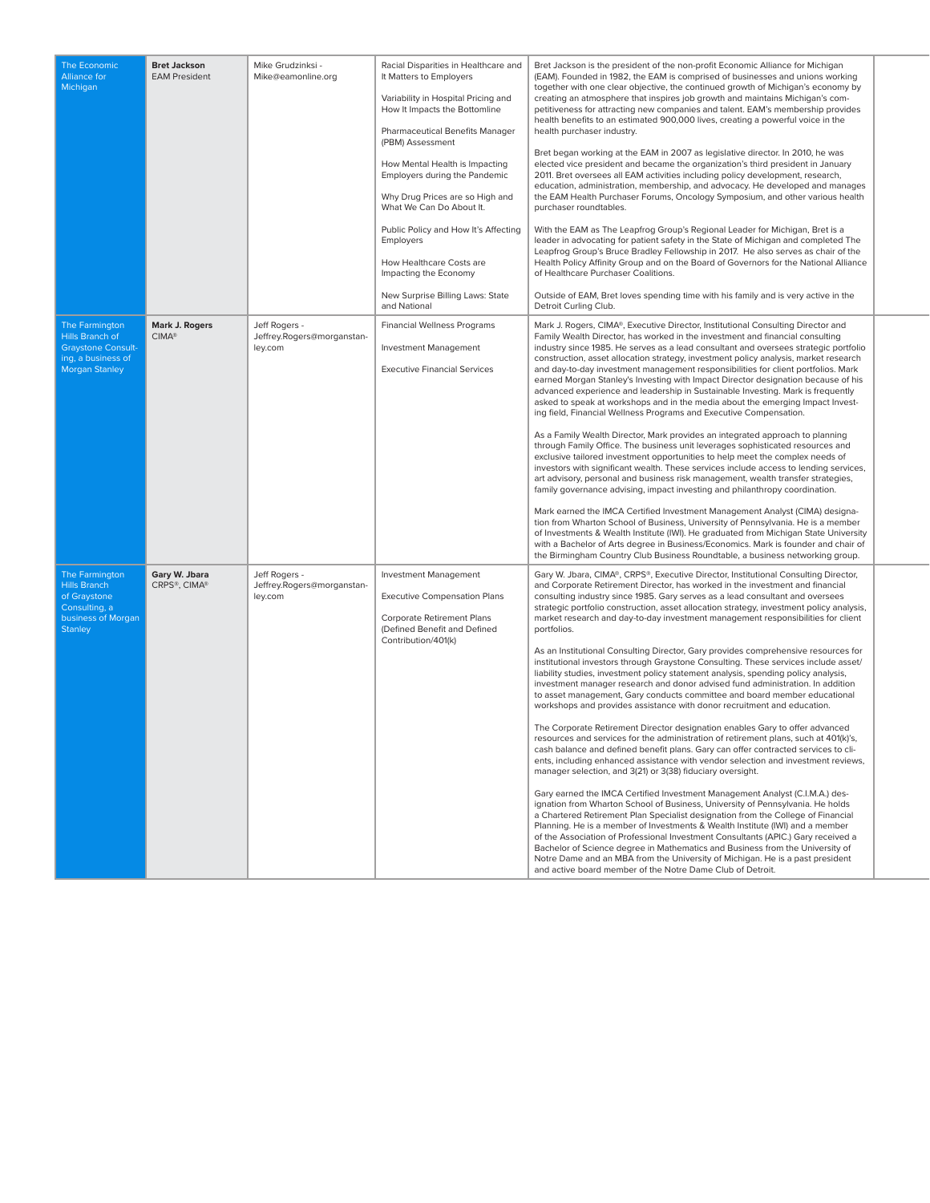| | | | | | |
|---|---|---|---|---|---|
| The Economic Alliance for Michigan | **Bret Jackson** EAM President | Mike Grudzinksi - Mike@eamonline.org | Racial Disparities in Healthcare and It Matters to Employers<br><br>Variability in Hospital Pricing and How It Impacts the Bottomline<br><br>Pharmaceutical Benefits Manager (PBM) Assessment<br><br>How Mental Health is Impacting Employers during the Pandemic<br><br>Why Drug Prices are so High and What We Can Do About It.<br><br>Public Policy and How It's Affecting Employers<br><br>How Healthcare Costs are Impacting the Economy<br><br>New Surprise Billing Laws: State and National | Bret Jackson is the president of the non-profit Economic Alliance for Michigan (EAM). Founded in 1982, the EAM is comprised of businesses and unions working together with one clear objective, the continued growth of Michigan's economy by creating an atmosphere that inspires job growth and maintains Michigan's competitiveness for attracting new companies and talent. EAM's membership provides health benefits to an estimated 900,000 lives, creating a powerful voice in the health purchaser industry.<br><br>Bret began working at the EAM in 2007 as legislative director. In 2010, he was elected vice president and became the organization's third president in January 2011. Bret oversees all EAM activities including policy development, research, education, administration, membership, and advocacy. He developed and manages the EAM Health Purchaser Forums, Oncology Symposium, and other various health purchaser roundtables.<br><br>With the EAM as The Leapfrog Group's Regional Leader for Michigan, Bret is a leader in advocating for patient safety in the State of Michigan and completed The Leapfrog Group's Bruce Bradley Fellowship in 2017. He also serves as chair of the Health Policy Affinity Group and on the Board of Governors for the National Alliance of Healthcare Purchaser Coalitions.<br><br>Outside of EAM, Bret loves spending time with his family and is very active in the Detroit Curling Club. | |
| The Farmington Hills Branch of Graystone Consulting, a business of Morgan Stanley | **Mark J. Rogers** CIMA® | Jeff Rogers - Jeffrey.Rogers@morganstanley.com | Financial Wellness Programs<br><br>Investment Management<br><br>Executive Financial Services | Mark J. Rogers, CIMA®, Executive Director, Institutional Consulting Director and Family Wealth Director, has worked in the investment and financial consulting industry since 1985. He serves as a lead consultant and oversees strategic portfolio construction, asset allocation strategy, investment policy analysis, market research and day-to-day investment management responsibilities for client portfolios. Mark earned Morgan Stanley's Investing with Impact Director designation because of his advanced experience and leadership in Sustainable Investing. Mark is frequently asked to speak at workshops and in the media about the emerging Impact Investing field, Financial Wellness Programs and Executive Compensation.<br><br>As a Family Wealth Director, Mark provides an integrated approach to planning through Family Office. The business unit leverages sophisticated resources and exclusive tailored investment opportunities to help meet the complex needs of investors with significant wealth. These services include access to lending services, art advisory, personal and business risk management, wealth transfer strategies, family governance advising, impact investing and philanthropy coordination.<br><br>Mark earned the IMCA Certified Investment Management Analyst (CIMA) designation from Wharton School of Business, University of Pennsylvania. He is a member of Investments & Wealth Institute (IWI). He graduated from Michigan State University with a Bachelor of Arts degree in Business/Economics. Mark is founder and chair of the Birmingham Country Club Business Roundtable, a business networking group. | |
| The Farmington Hills Branch of Graystone Consulting, a business of Morgan Stanley | **Gary W. Jbara** CRPS®, CIMA® | Jeff Rogers - Jeffrey.Rogers@morganstanley.com | Investment Management<br><br>Executive Compensation Plans<br><br>Corporate Retirement Plans (Defined Benefit and Defined Contribution/401(k) | Gary W. Jbara, CIMA®, CRPS®, Executive Director, Institutional Consulting Director, and Corporate Retirement Director, has worked in the investment and financial consulting industry since 1985. Gary serves as a lead consultant and oversees strategic portfolio construction, asset allocation strategy, investment policy analysis, market research and day-to-day investment management responsibilities for client portfolios.<br><br>As an Institutional Consulting Director, Gary provides comprehensive resources for institutional investors through Graystone Consulting. These services include asset/liability studies, investment policy statement analysis, spending policy analysis, investment manager research and donor advised fund administration. In addition to asset management, Gary conducts committee and board member educational workshops and provides assistance with donor recruitment and education.<br><br>The Corporate Retirement Director designation enables Gary to offer advanced resources and services for the administration of retirement plans, such at 401(k)'s, cash balance and defined benefit plans. Gary can offer contracted services to clients, including enhanced assistance with vendor selection and investment reviews, manager selection, and 3(21) or 3(38) fiduciary oversight.<br><br>Gary earned the IMCA Certified Investment Management Analyst (C.I.M.A.) designation from Wharton School of Business, University of Pennsylvania. He holds a Chartered Retirement Plan Specialist designation from the College of Financial Planning. He is a member of Investments & Wealth Institute (IWI) and a member of the Association of Professional Investment Consultants (APIC.) Gary received a Bachelor of Science degree in Mathematics and Business from the University of Notre Dame and an MBA from the University of Michigan. He is a past president and active board member of the Notre Dame Club of Detroit. | |